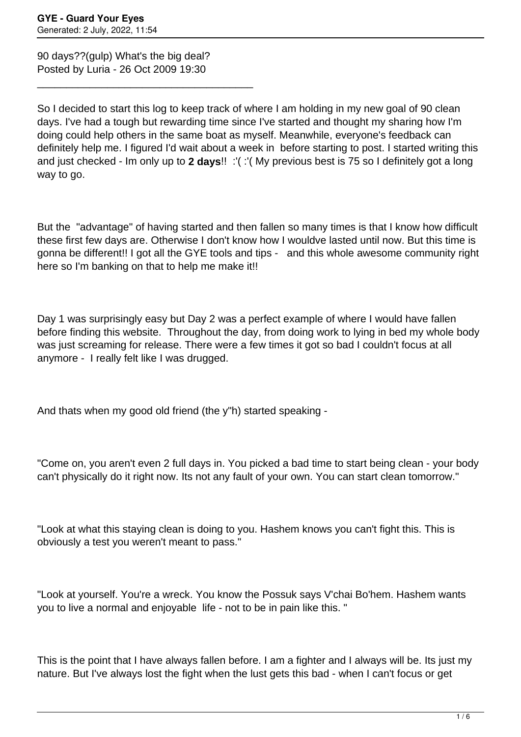90 days??(gulp) What's the big deal?
Posted by Luria - 26 Oct 2009 19:30

_____________________________________

So I decided to start this log to keep track of where I am holding in my new goal of 90 clean days. I've had a tough but rewarding time since I've started and thought my sharing how I'm doing could help others in the same boat as myself. Meanwhile, everyone's feedback can definitely help me. I figured I'd wait about a week in before starting to post. I started writing this and just checked - Im only up to **2 days**!! :'( :'( My previous best is 75 so I definitely got a long way to go.

But the "advantage" of having started and then fallen so many times is that I know how difficult these first few days are. Otherwise I don't know how I wouldve lasted until now. But this time is gonna be different!! I got all the GYE tools and tips - and this whole awesome community right here so I'm banking on that to help me make it!!

Day 1 was surprisingly easy but Day 2 was a perfect example of where I would have fallen before finding this website. Throughout the day, from doing work to lying in bed my whole body was just screaming for release. There were a few times it got so bad I couldn't focus at all anymore - I really felt like I was drugged.

And thats when my good old friend (the y"h) started speaking -

"Come on, you aren't even 2 full days in. You picked a bad time to start being clean - your body can't physically do it right now. Its not any fault of your own. You can start clean tomorrow."

"Look at what this staying clean is doing to you. Hashem knows you can't fight this. This is obviously a test you weren't meant to pass."

"Look at yourself. You're a wreck. You know the Possuk says V'chai Bo'hem. Hashem wants you to live a normal and enjoyable life - not to be in pain like this. "

This is the point that I have always fallen before. I am a fighter and I always will be. Its just my nature. But I've always lost the fight when the lust gets this bad - when I can't focus or get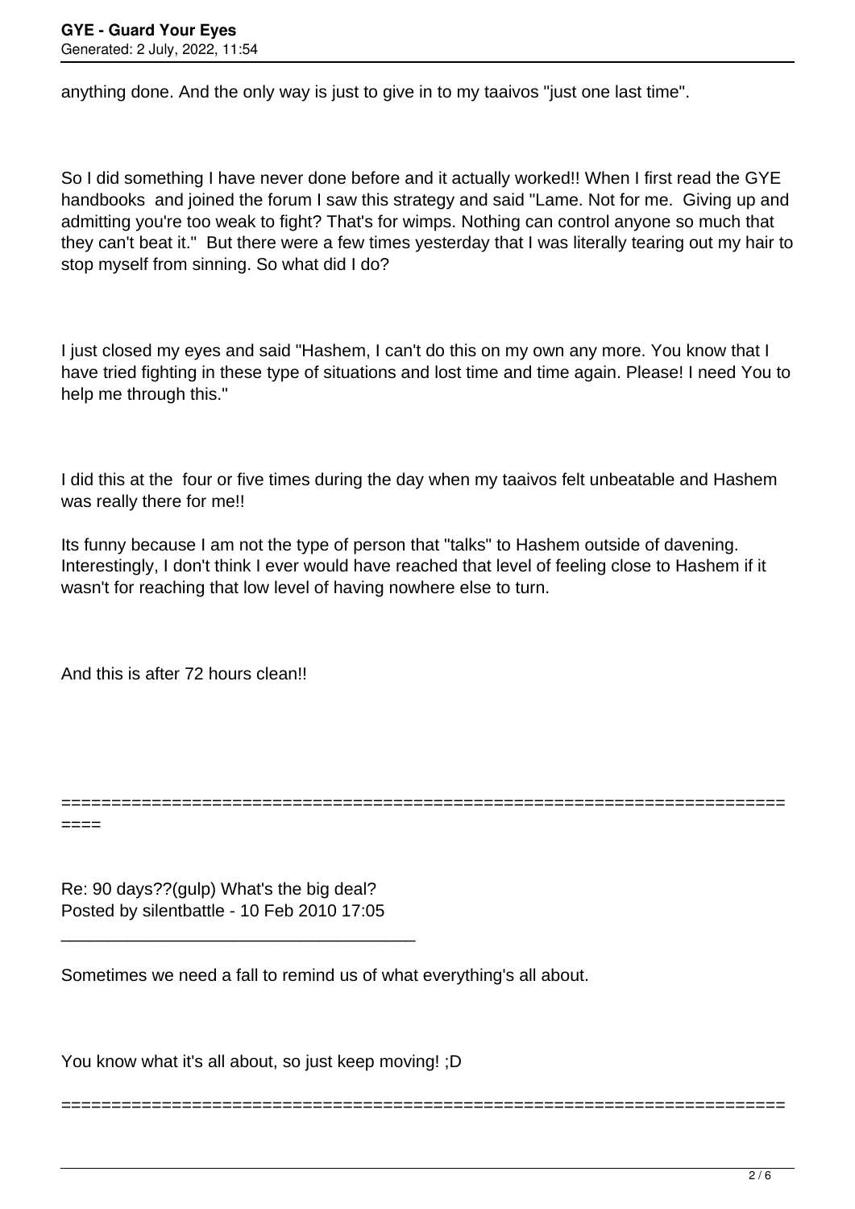anything done. And the only way is just to give in to my taaivos "just one last time".

So I did something I have never done before and it actually worked!! When I first read the GYE handbooks and joined the forum I saw this strategy and said "Lame. Not for me. Giving up and admitting you're too weak to fight? That's for wimps. Nothing can control anyone so much that they can't beat it." But there were a few times yesterday that I was literally tearing out my hair to stop myself from sinning. So what did I do?

I just closed my eyes and said "Hashem, I can't do this on my own any more. You know that I have tried fighting in these type of situations and lost time and time again. Please! I need You to help me through this."

I did this at the four or five times during the day when my taaivos felt unbeatable and Hashem was really there for me!!

Its funny because I am not the type of person that "talks" to Hashem outside of davening. Interestingly, I don't think I ever would have reached that level of feeling close to Hashem if it wasn't for reaching that low level of having nowhere else to turn.

And this is after 72 hours clean!!

============================================================================

Re: 90 days??(gulp) What's the big deal?
Posted by silentbattle - 10 Feb 2010 17:05

_____________________________________

Sometimes we need a fall to remind us of what everything's all about.

You know what it's all about, so just keep moving! ;D

========================================================================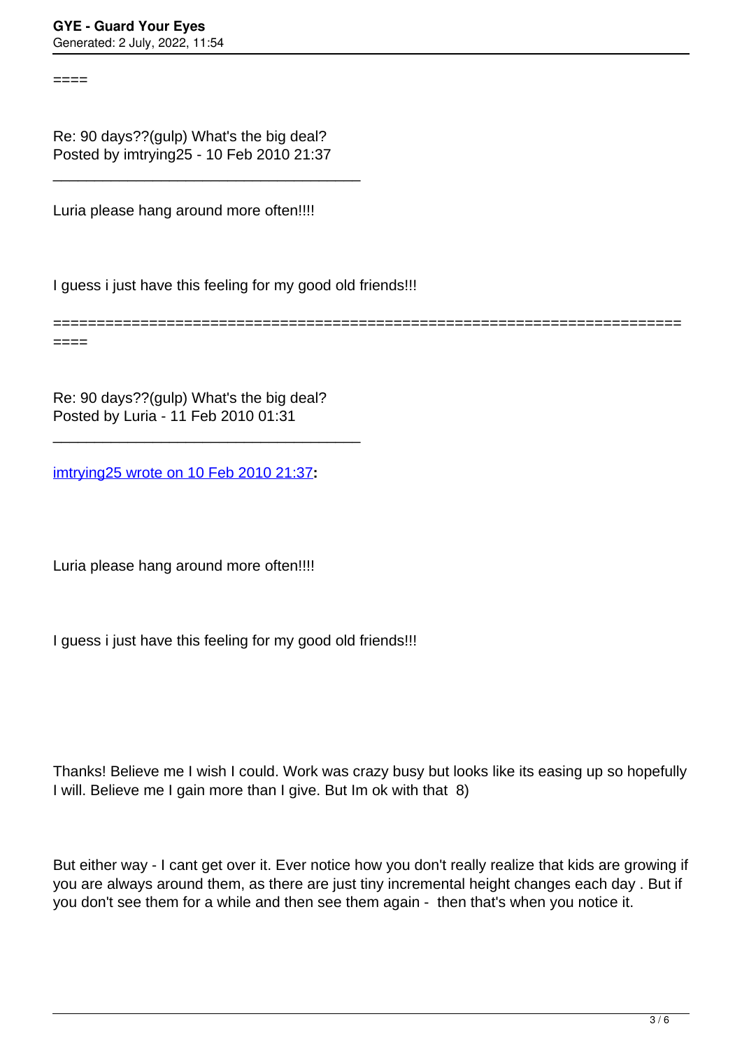====

Re: 90 days??(gulp) What's the big deal?
Posted by imtrying25 - 10 Feb 2010 21:37

---

Luria please hang around more often!!!!

I guess i just have this feeling for my good old friends!!!

====================================================================
====

Re: 90 days??(gulp) What's the big deal?
Posted by Luria - 11 Feb 2010 01:31

---

imtrying25 wrote on 10 Feb 2010 21:37**:**

Luria please hang around more often!!!!

I guess i just have this feeling for my good old friends!!!

Thanks! Believe me I wish I could. Work was crazy busy but looks like its easing up so hopefully I will. Believe me I gain more than I give. But Im ok with that 8)

But either way - I cant get over it. Ever notice how you don't really realize that kids are growing if you are always around them, as there are just tiny incremental height changes each day . But if you don't see them for a while and then see them again - then that's when you notice it.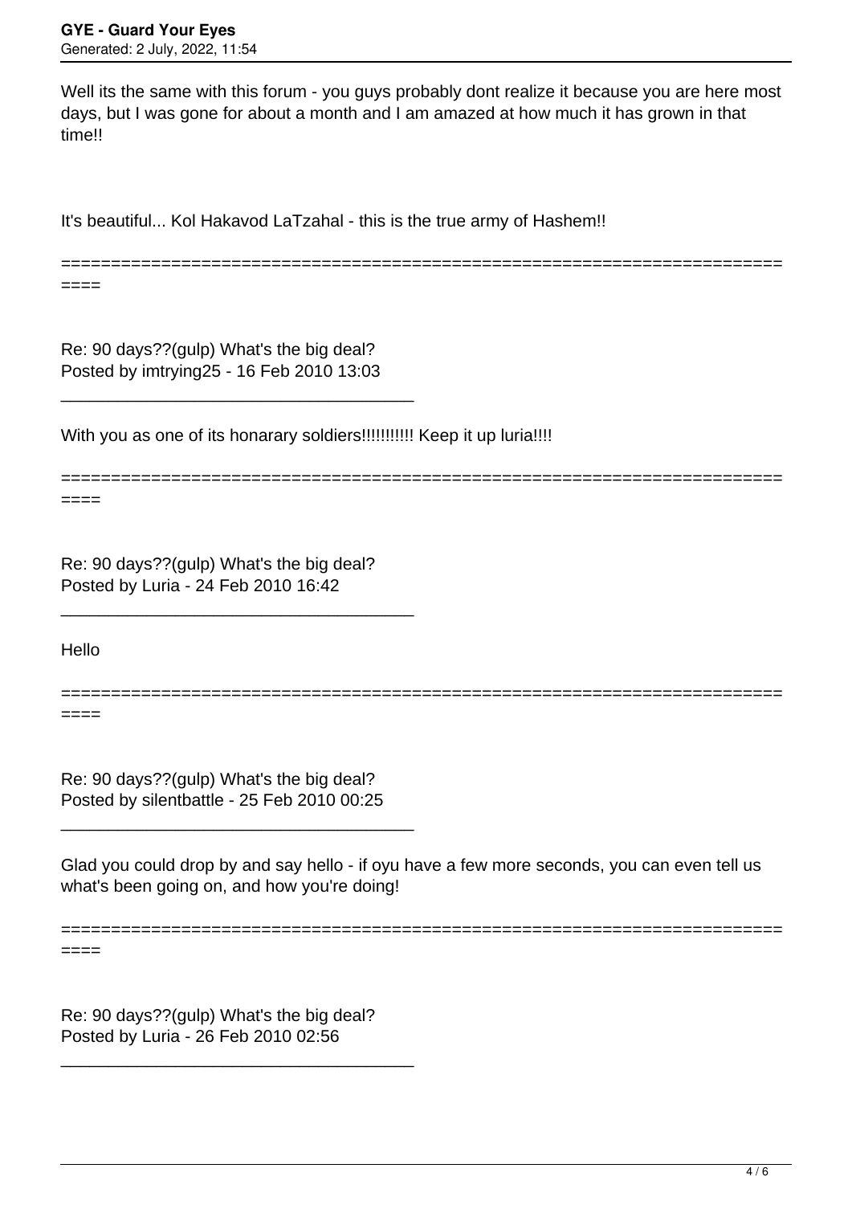Well its the same with this forum - you guys probably dont realize it because you are here most days, but I was gone for about a month and I am amazed at how much it has grown in that time!!

It's beautiful... Kol Hakavod LaTzahal - this is the true army of Hashem!!

============================================================================

Re: 90 days??(gulp) What's the big deal?
Posted by imtrying25 - 16 Feb 2010 13:03

_____________________________________

With you as one of its honarary soldiers!!!!!!!!!! Keep it up luria!!!!

============================================================================

Re: 90 days??(gulp) What's the big deal?
Posted by Luria - 24 Feb 2010 16:42

_____________________________________

Hello

============================================================================

Re: 90 days??(gulp) What's the big deal?
Posted by silentbattle - 25 Feb 2010 00:25

_____________________________________

Glad you could drop by and say hello - if oyu have a few more seconds, you can even tell us what's been going on, and how you're doing!

============================================================================

Re: 90 days??(gulp) What's the big deal?
Posted by Luria - 26 Feb 2010 02:56

_____________________________________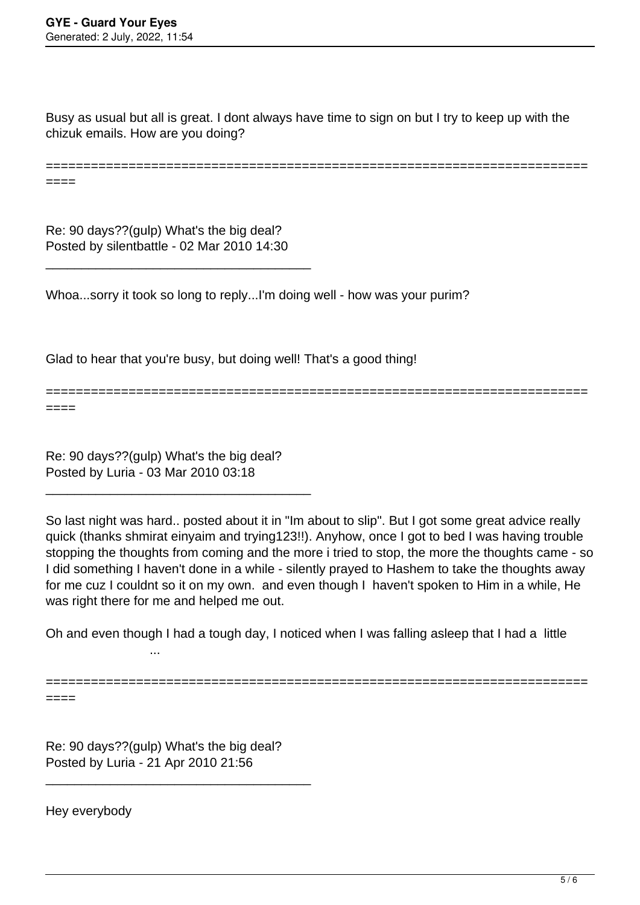Busy as usual but all is great. I dont always have time to sign on but I try to keep up with the chizuk emails. How are you doing?

============================================================================

Re: 90 days??(gulp) What's the big deal?
Posted by silentbattle - 02 Mar 2010 14:30

_____________________________________

Whoa...sorry it took so long to reply...I'm doing well - how was your purim?

Glad to hear that you're busy, but doing well! That's a good thing!

============================================================================

Re: 90 days??(gulp) What's the big deal?
Posted by Luria - 03 Mar 2010 03:18

_____________________________________

So last night was hard.. posted about it in "Im about to slip". But I got some great advice really quick (thanks shmirat einyaim and trying123!!). Anyhow, once I got to bed I was having trouble stopping the thoughts from coming and the more i tried to stop, the more the thoughts came - so I did something I haven't done in a while - silently prayed to Hashem to take the thoughts away for me cuz I couldnt so it on my own. and even though I haven't spoken to Him in a while, He was right there for me and helped me out.

Oh and even though I had a tough day, I noticed when I was falling asleep that I had a little ...

============================================================================

Re: 90 days??(gulp) What's the big deal?
Posted by Luria - 21 Apr 2010 21:56

_____________________________________

Hey everybody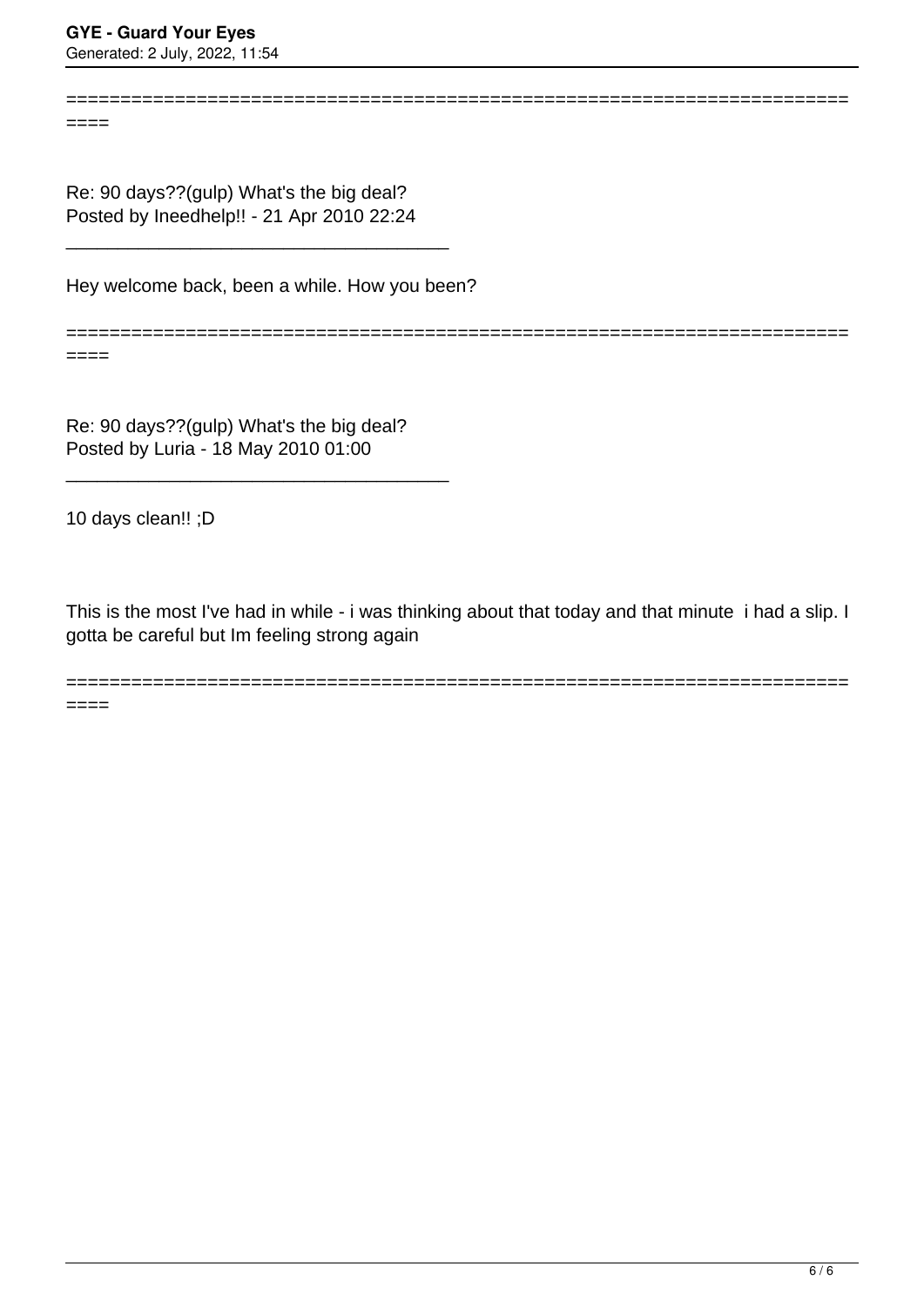========================================================================
====

Re: 90 days??(gulp) What's the big deal?
Posted by Ineedhelp!! - 21 Apr 2010 22:24

_____________________________________

Hey welcome back, been a while. How you been?

========================================================================
====

Re: 90 days??(gulp) What's the big deal?
Posted by Luria - 18 May 2010 01:00

_____________________________________

10 days clean!! ;D

This is the most I've had in while - i was thinking about that today and that minute  i had a slip. I gotta be careful but Im feeling strong again

========================================================================
====